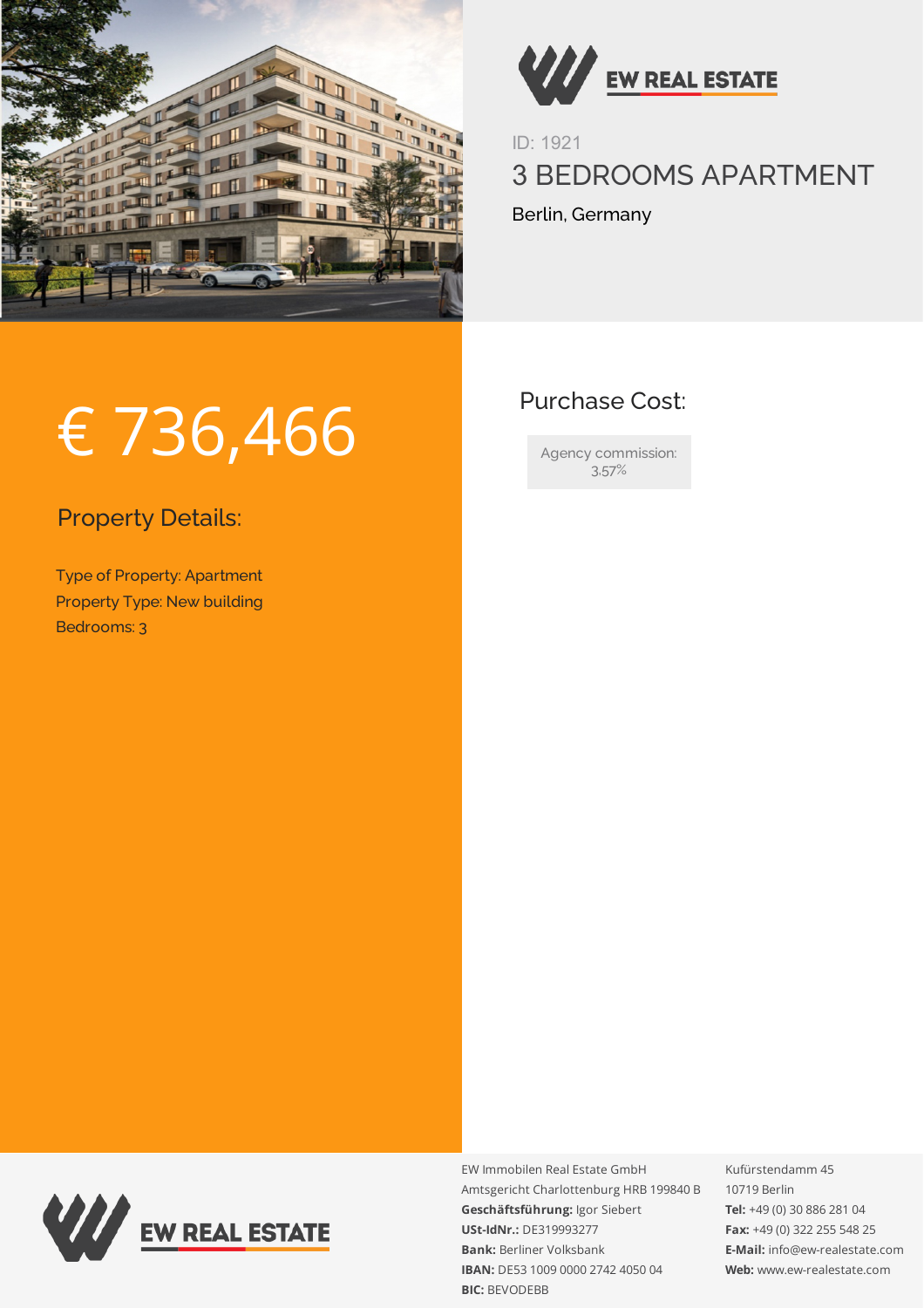EW REAL ESTATE

ID: 1921

# 3 BEDROOMS APARTMENT

Berlin, Germany

# € 736,466

## Purchase Cost:

Agency commission: 3.57%

## Property Details:

Type of Property: Apartment
Property Type: New building
Bedrooms: 3

EW REAL ESTATE

EW Immobilen Real Estate GmbH
Amtsgericht Charlottenburg HRB 199840 B
**Geschäftsführung:** Igor Siebert
**USt-IdNr.:** DE319993277
**Bank:** Berliner Volksbank
**IBAN:** DE53 1009 0000 2742 4050 04
**BIC:** BEVODEBB

Kufürstendamm 45
10719 Berlin
**Tel:** +49 (0) 30 886 281 04
**Fax:** +49 (0) 322 255 548 25
**E-Mail:** info@ew-realestate.com
**Web:** www.ew-realestate.com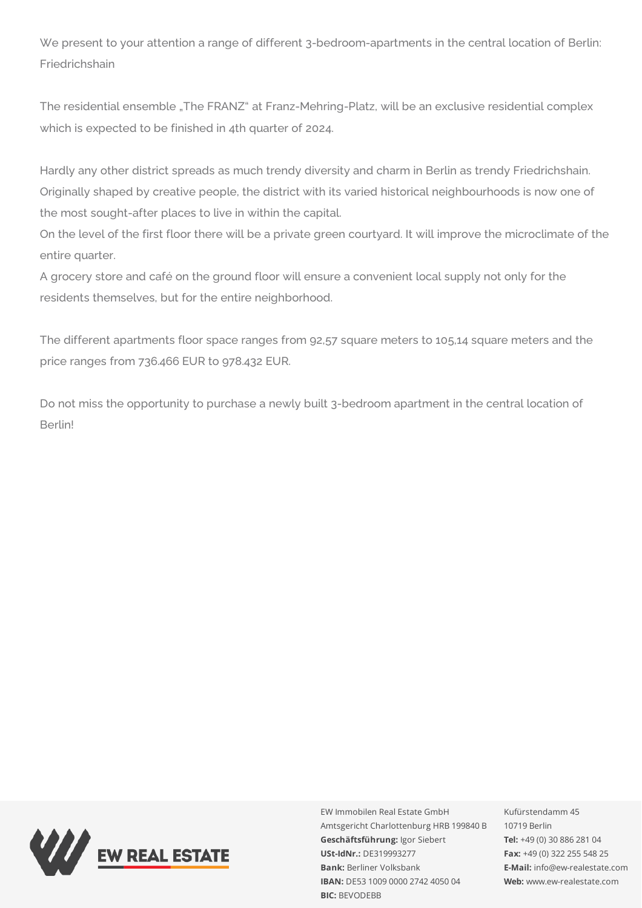We present to your attention a range of different 3-bedroom-apartments in the central location of Berlin: Friedrichshain

The residential ensemble „The FRANZ“ at Franz-Mehring-Platz, will be an exclusive residential complex which is expected to be finished in 4th quarter of 2024.

Hardly any other district spreads as much trendy diversity and charm in Berlin as trendy Friedrichshain. Originally shaped by creative people, the district with its varied historical neighbourhoods is now one of the most sought-after places to live in within the capital.
On the level of the first floor there will be a private green courtyard. It will improve the microclimate of the entire quarter.
A grocery store and café on the ground floor will ensure a convenient local supply not only for the residents themselves, but for the entire neighborhood.

The different apartments floor space ranges from 92,57 square meters to 105,14 square meters and the price ranges from 736.466 EUR to 978.432 EUR.

Do not miss the opportunity to purchase a newly built 3-bedroom apartment in the central location of Berlin!